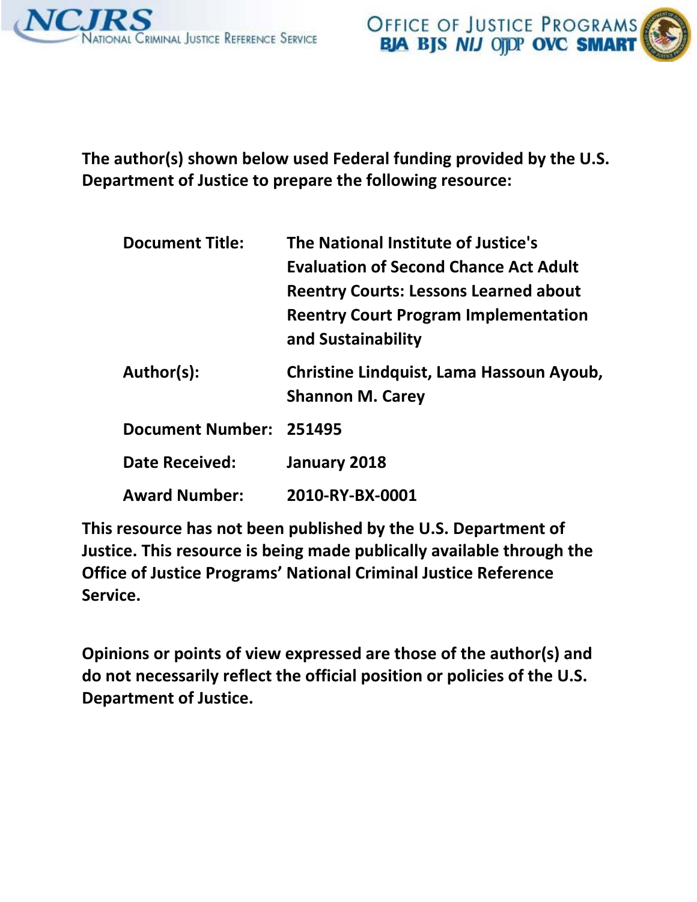The author(s) shown below used Federal funding provided by the U.S. Department of Justice to prepare the following resource:

| | |
|---|---|
| **Document Title:** | **The National Institute of Justice's Evaluation of Second Chance Act Adult Reentry Courts: Lessons Learned about Reentry Court Program Implementation and Sustainability** |
| **Author(s):** | **Christine Lindquist, Lama Hassoun Ayoub, Shannon M. Carey** |
| **Document Number:** | **251495** |
| **Date Received:** | **January 2018** |
| **Award Number:** | **2010-RY-BX-0001** |

**This resource has not been published by the U.S. Department of Justice. This resource is being made publically available through the Office of Justice Programs' National Criminal Justice Reference Service.**

**Opinions or points of view expressed are those of the author(s) and do not necessarily reflect the official position or policies of the U.S. Department of Justice.**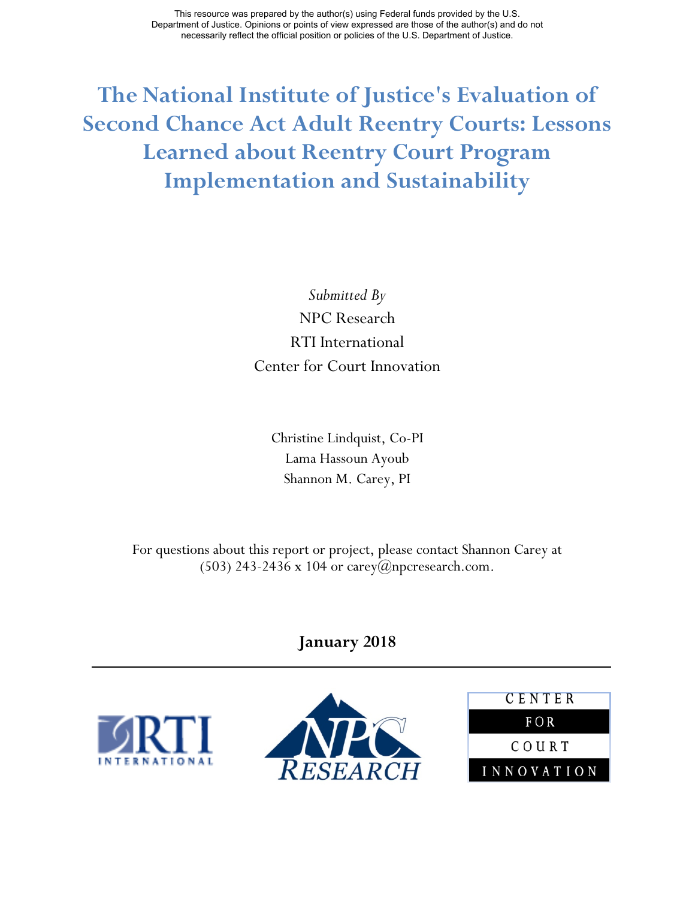This resource was prepared by the author(s) using Federal funds provided by the U.S. Department of Justice. Opinions or points of view expressed are those of the author(s) and do not necessarily reflect the official position or policies of the U.S. Department of Justice.

# The National Institute of Justice's Evaluation of Second Chance Act Adult Reentry Courts: Lessons Learned about Reentry Court Program Implementation and Sustainability

*Submitted By*

NPC Research

RTI International

Center for Court Innovation

Christine Lindquist, Co-PI

Lama Hassoun Ayoub

Shannon M. Carey, PI

For questions about this report or project, please contact Shannon Carey at (503) 243-2436 x 104 or carey@npcresearch.com.

**January 2018**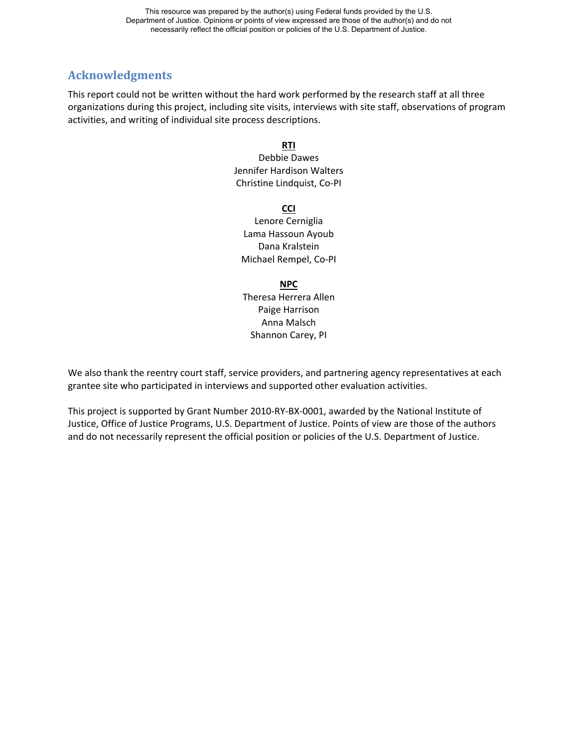## Acknowledgments

This report could not be written without the hard work performed by the research staff at all three organizations during this project, including site visits, interviews with site staff, observations of program activities, and writing of individual site process descriptions.

**RTI**
Debbie Dawes
Jennifer Hardison Walters
Christine Lindquist, Co-PI

**CCI**
Lenore Cerniglia
Lama Hassoun Ayoub
Dana Kralstein
Michael Rempel, Co-PI

**NPC**
Theresa Herrera Allen
Paige Harrison
Anna Malsch
Shannon Carey, PI

We also thank the reentry court staff, service providers, and partnering agency representatives at each grantee site who participated in interviews and supported other evaluation activities.

This project is supported by Grant Number 2010-RY-BX-0001, awarded by the National Institute of Justice, Office of Justice Programs, U.S. Department of Justice. Points of view are those of the authors and do not necessarily represent the official position or policies of the U.S. Department of Justice.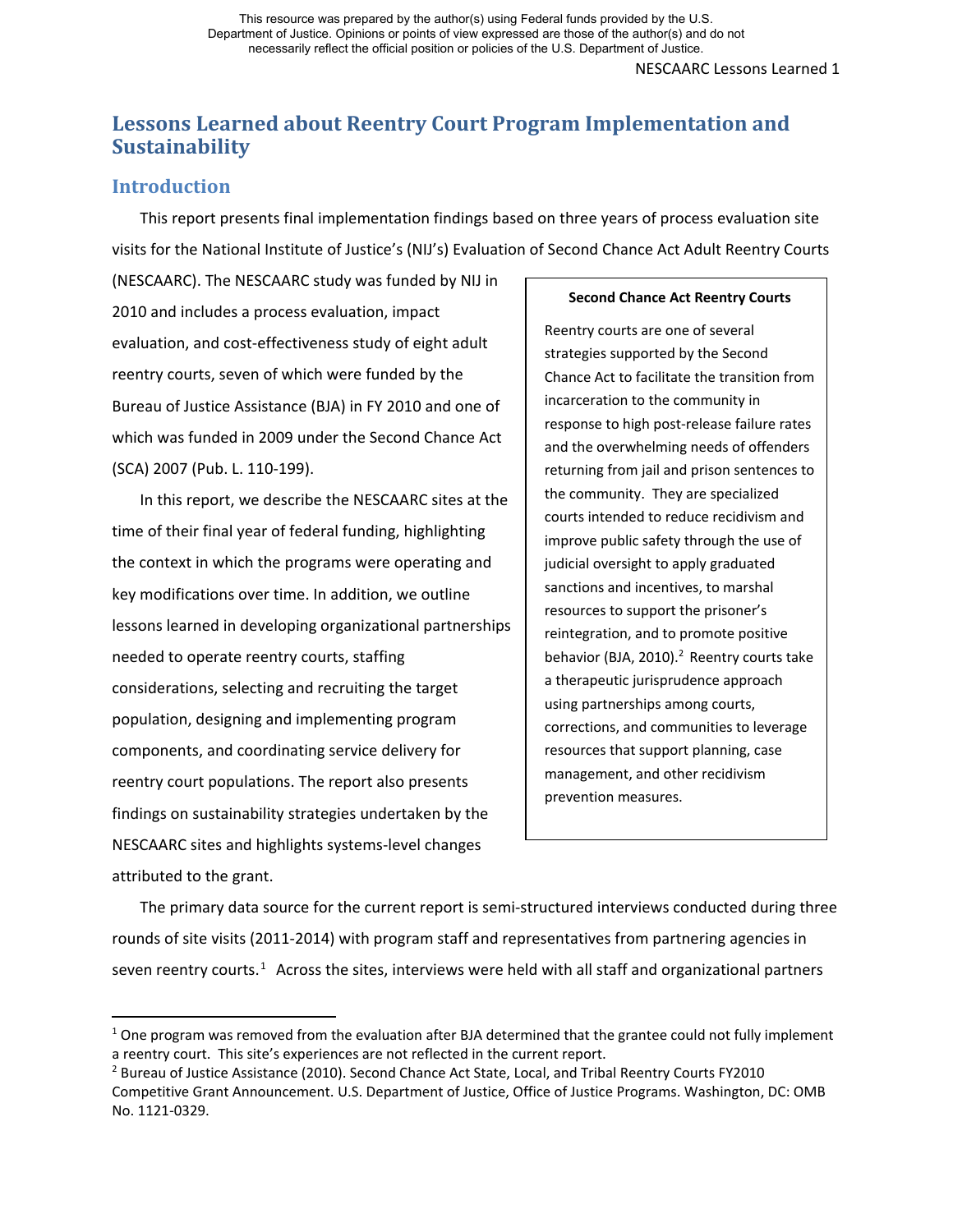# Lessons Learned about Reentry Court Program Implementation and Sustainability

## Introduction

This report presents final implementation findings based on three years of process evaluation site visits for the National Institute of Justice's (NIJ's) Evaluation of Second Chance Act Adult Reentry Courts (NESCAARC). The NESCAARC study was funded by NIJ in 2010 and includes a process evaluation, impact evaluation, and cost-effectiveness study of eight adult reentry courts, seven of which were funded by the Bureau of Justice Assistance (BJA) in FY 2010 and one of which was funded in 2009 under the Second Chance Act (SCA) 2007 (Pub. L. 110-199).

In this report, we describe the NESCAARC sites at the time of their final year of federal funding, highlighting the context in which the programs were operating and key modifications over time. In addition, we outline lessons learned in developing organizational partnerships needed to operate reentry courts, staffing considerations, selecting and recruiting the target population, designing and implementing program components, and coordinating service delivery for reentry court populations. The report also presents findings on sustainability strategies undertaken by the NESCAARC sites and highlights systems-level changes attributed to the grant.

> **Second Chance Act Reentry Courts**
>
> Reentry courts are one of several strategies supported by the Second Chance Act to facilitate the transition from incarceration to the community in response to high post-release failure rates and the overwhelming needs of offenders returning from jail and prison sentences to the community. They are specialized courts intended to reduce recidivism and improve public safety through the use of judicial oversight to apply graduated sanctions and incentives, to marshal resources to support the prisoner's reintegration, and to promote positive behavior (BJA, 2010).[2] Reentry courts take a therapeutic jurisprudence approach using partnerships among courts, corrections, and communities to leverage resources that support planning, case management, and other recidivism prevention measures.

The primary data source for the current report is semi-structured interviews conducted during three rounds of site visits (2011-2014) with program staff and representatives from partnering agencies in seven reentry courts.[1] Across the sites, interviews were held with all staff and organizational partners

---

[1] One program was removed from the evaluation after BJA determined that the grantee could not fully implement a reentry court. This site's experiences are not reflected in the current report.

[2] Bureau of Justice Assistance (2010). Second Chance Act State, Local, and Tribal Reentry Courts FY2010 Competitive Grant Announcement. U.S. Department of Justice, Office of Justice Programs. Washington, DC: OMB No. 1121-0329.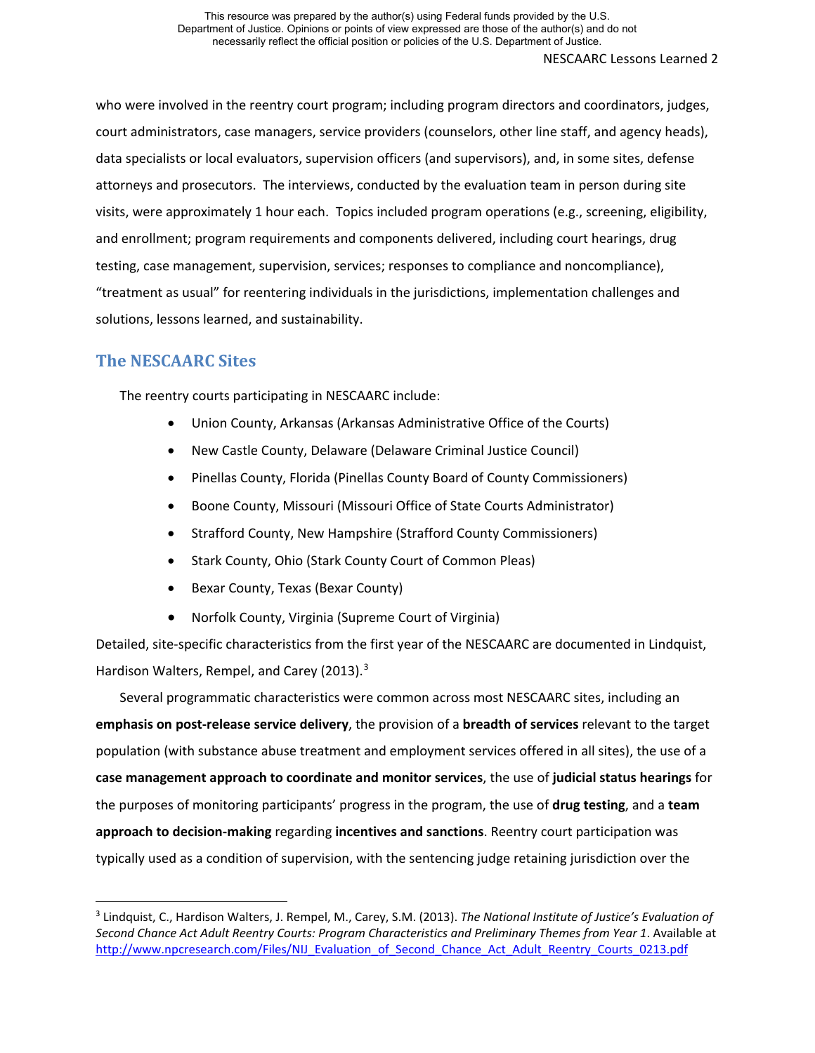who were involved in the reentry court program; including program directors and coordinators, judges, court administrators, case managers, service providers (counselors, other line staff, and agency heads), data specialists or local evaluators, supervision officers (and supervisors), and, in some sites, defense attorneys and prosecutors. The interviews, conducted by the evaluation team in person during site visits, were approximately 1 hour each. Topics included program operations (e.g., screening, eligibility, and enrollment; program requirements and components delivered, including court hearings, drug testing, case management, supervision, services; responses to compliance and noncompliance), "treatment as usual" for reentering individuals in the jurisdictions, implementation challenges and solutions, lessons learned, and sustainability.

## The NESCAARC Sites

The reentry courts participating in NESCAARC include:

- Union County, Arkansas (Arkansas Administrative Office of the Courts)
- New Castle County, Delaware (Delaware Criminal Justice Council)
- Pinellas County, Florida (Pinellas County Board of County Commissioners)
- Boone County, Missouri (Missouri Office of State Courts Administrator)
- Strafford County, New Hampshire (Strafford County Commissioners)
- Stark County, Ohio (Stark County Court of Common Pleas)
- Bexar County, Texas (Bexar County)
- Norfolk County, Virginia (Supreme Court of Virginia)

Detailed, site-specific characteristics from the first year of the NESCAARC are documented in Lindquist, Hardison Walters, Rempel, and Carey (2013).[3]

Several programmatic characteristics were common across most NESCAARC sites, including an **emphasis on post-release service delivery**, the provision of a **breadth of services** relevant to the target population (with substance abuse treatment and employment services offered in all sites), the use of a **case management approach to coordinate and monitor services**, the use of **judicial status hearings** for the purposes of monitoring participants' progress in the program, the use of **drug testing**, and a **team approach to decision-making** regarding **incentives and sanctions**. Reentry court participation was typically used as a condition of supervision, with the sentencing judge retaining jurisdiction over the

---

[3] Lindquist, C., Hardison Walters, J. Rempel, M., Carey, S.M. (2013). *The National Institute of Justice's Evaluation of Second Chance Act Adult Reentry Courts: Program Characteristics and Preliminary Themes from Year 1*. Available at http://www.npcresearch.com/Files/NIJ_Evaluation_of_Second_Chance_Act_Adult_Reentry_Courts_0213.pdf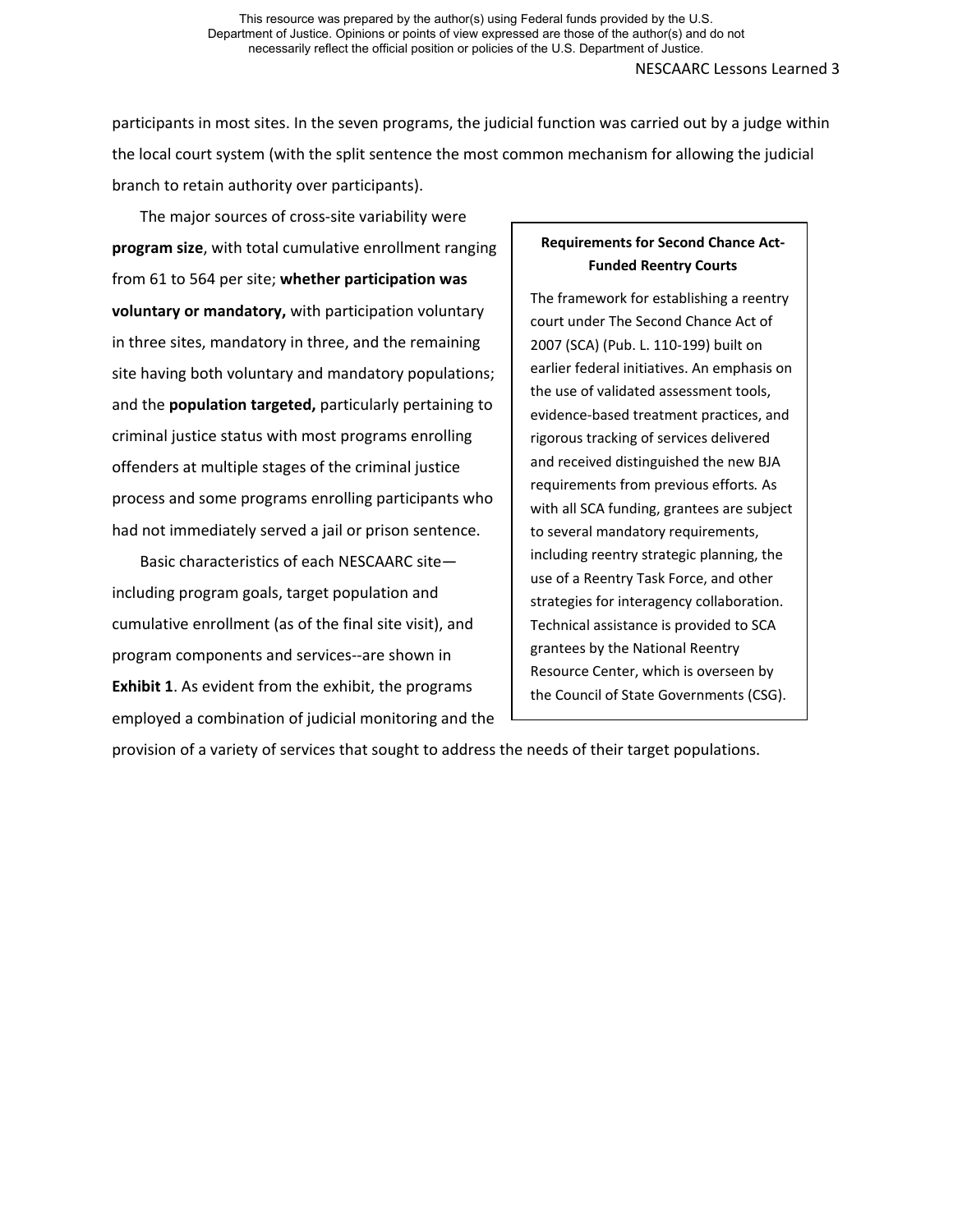participants in most sites. In the seven programs, the judicial function was carried out by a judge within the local court system (with the split sentence the most common mechanism for allowing the judicial branch to retain authority over participants).

The major sources of cross-site variability were **program size**, with total cumulative enrollment ranging from 61 to 564 per site; **whether participation was voluntary or mandatory,** with participation voluntary in three sites, mandatory in three, and the remaining site having both voluntary and mandatory populations; and the **population targeted,** particularly pertaining to criminal justice status with most programs enrolling offenders at multiple stages of the criminal justice process and some programs enrolling participants who had not immediately served a jail or prison sentence.

Basic characteristics of each NESCAARC site—including program goals, target population and cumulative enrollment (as of the final site visit), and program components and services--are shown in **Exhibit 1**. As evident from the exhibit, the programs employed a combination of judicial monitoring and the provision of a variety of services that sought to address the needs of their target populations.

**Requirements for Second Chance Act-Funded Reentry Courts**

The framework for establishing a reentry court under The Second Chance Act of 2007 (SCA) (Pub. L. 110-199) built on earlier federal initiatives. An emphasis on the use of validated assessment tools, evidence-based treatment practices, and rigorous tracking of services delivered and received distinguished the new BJA requirements from previous efforts. As with all SCA funding, grantees are subject to several mandatory requirements, including reentry strategic planning, the use of a Reentry Task Force, and other strategies for interagency collaboration. Technical assistance is provided to SCA grantees by the National Reentry Resource Center, which is overseen by the Council of State Governments (CSG).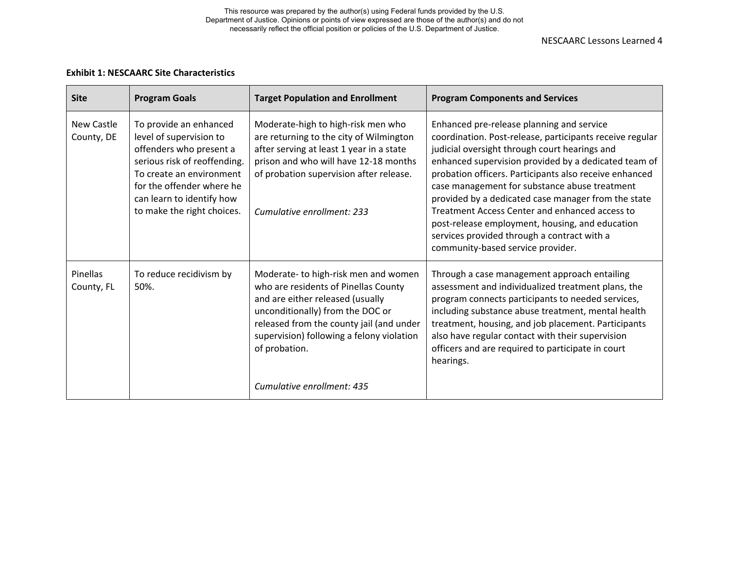**Exhibit 1: NESCAARC Site Characteristics**

| Site | Program Goals | Target Population and Enrollment | Program Components and Services |
|---|---|---|---|
| New Castle County, DE | To provide an enhanced level of supervision to offenders who present a serious risk of reoffending. To create an environment for the offender where he can learn to identify how to make the right choices. | Moderate-high to high-risk men who are returning to the city of Wilmington after serving at least 1 year in a state prison and who will have 12-18 months of probation supervision after release. *Cumulative enrollment: 233* | Enhanced pre-release planning and service coordination. Post-release, participants receive regular judicial oversight through court hearings and enhanced supervision provided by a dedicated team of probation officers. Participants also receive enhanced case management for substance abuse treatment provided by a dedicated case manager from the state Treatment Access Center and enhanced access to post-release employment, housing, and education services provided through a contract with a community-based service provider. |
| Pinellas County, FL | To reduce recidivism by 50%. | Moderate- to high-risk men and women who are residents of Pinellas County and are either released (usually unconditionally) from the DOC or released from the county jail (and under supervision) following a felony violation of probation. *Cumulative enrollment: 435* | Through a case management approach entailing assessment and individualized treatment plans, the program connects participants to needed services, including substance abuse treatment, mental health treatment, housing, and job placement. Participants also have regular contact with their supervision officers and are required to participate in court hearings. |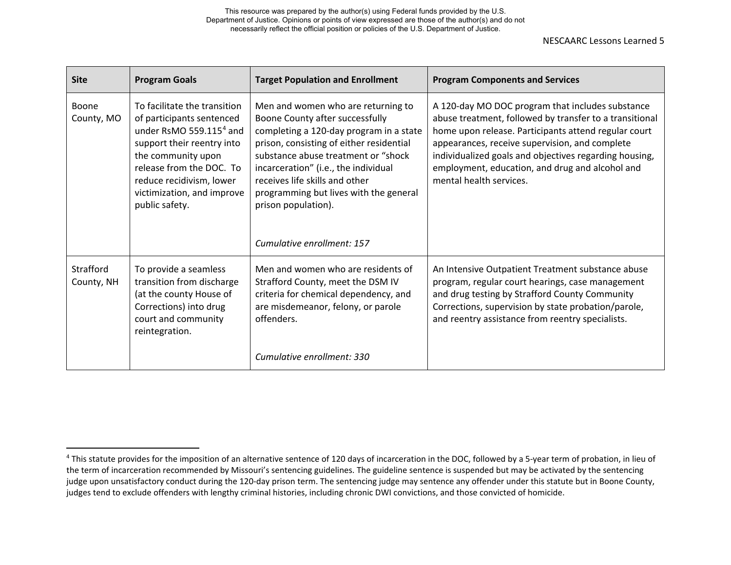| Site | Program Goals | Target Population and Enrollment | Program Components and Services |
|---|---|---|---|
| Boone County, MO | To facilitate the transition of participants sentenced under RsMO 559.115[4] and support their reentry into the community upon release from the DOC. To reduce recidivism, lower victimization, and improve public safety. | Men and women who are returning to Boone County after successfully completing a 120-day program in a state prison, consisting of either residential substance abuse treatment or "shock incarceration" (i.e., the individual receives life skills and other programming but lives with the general prison population).<br><br>*Cumulative enrollment: 157* | A 120-day MO DOC program that includes substance abuse treatment, followed by transfer to a transitional home upon release. Participants attend regular court appearances, receive supervision, and complete individualized goals and objectives regarding housing, employment, education, and drug and alcohol and mental health services. |
| Strafford County, NH | To provide a seamless transition from discharge (at the county House of Corrections) into drug court and community reintegration. | Men and women who are residents of Strafford County, meet the DSM IV criteria for chemical dependency, and are misdemeanor, felony, or parole offenders.<br><br>*Cumulative enrollment: 330* | An Intensive Outpatient Treatment substance abuse program, regular court hearings, case management and drug testing by Strafford County Community Corrections, supervision by state probation/parole, and reentry assistance from reentry specialists. |

[4] This statute provides for the imposition of an alternative sentence of 120 days of incarceration in the DOC, followed by a 5-year term of probation, in lieu of the term of incarceration recommended by Missouri's sentencing guidelines. The guideline sentence is suspended but may be activated by the sentencing judge upon unsatisfactory conduct during the 120-day prison term. The sentencing judge may sentence any offender under this statute but in Boone County, judges tend to exclude offenders with lengthy criminal histories, including chronic DWI convictions, and those convicted of homicide.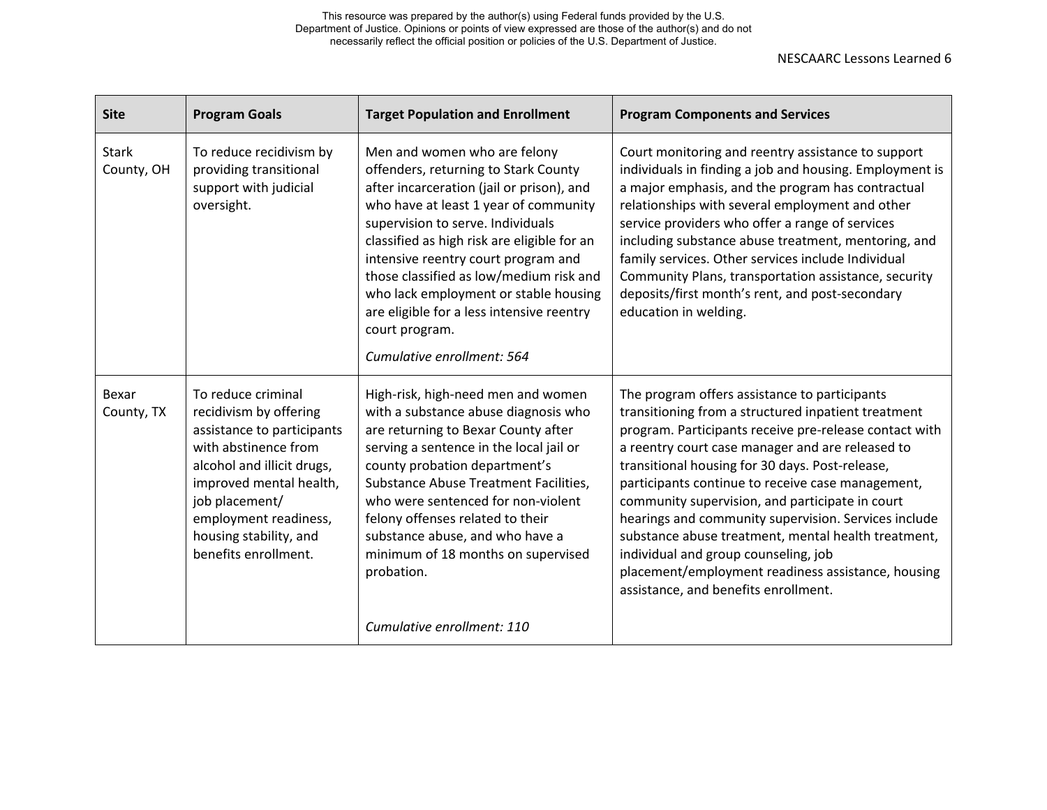| Site | Program Goals | Target Population and Enrollment | Program Components and Services |
|---|---|---|---|
| Stark County, OH | To reduce recidivism by providing transitional support with judicial oversight. | Men and women who are felony offenders, returning to Stark County after incarceration (jail or prison), and who have at least 1 year of community supervision to serve. Individuals classified as high risk are eligible for an intensive reentry court program and those classified as low/medium risk and who lack employment or stable housing are eligible for a less intensive reentry court program.<br><br>*Cumulative enrollment: 564* | Court monitoring and reentry assistance to support individuals in finding a job and housing. Employment is a major emphasis, and the program has contractual relationships with several employment and other service providers who offer a range of services including substance abuse treatment, mentoring, and family services. Other services include Individual Community Plans, transportation assistance, security deposits/first month's rent, and post-secondary education in welding. |
| Bexar County, TX | To reduce criminal recidivism by offering assistance to participants with abstinence from alcohol and illicit drugs, improved mental health, job placement/ employment readiness, housing stability, and benefits enrollment. | High-risk, high-need men and women with a substance abuse diagnosis who are returning to Bexar County after serving a sentence in the local jail or county probation department's Substance Abuse Treatment Facilities, who were sentenced for non-violent felony offenses related to their substance abuse, and who have a minimum of 18 months on supervised probation.<br><br>*Cumulative enrollment: 110* | The program offers assistance to participants transitioning from a structured inpatient treatment program. Participants receive pre-release contact with a reentry court case manager and are released to transitional housing for 30 days. Post-release, participants continue to receive case management, community supervision, and participate in court hearings and community supervision. Services include substance abuse treatment, mental health treatment, individual and group counseling, job placement/employment readiness assistance, housing assistance, and benefits enrollment. |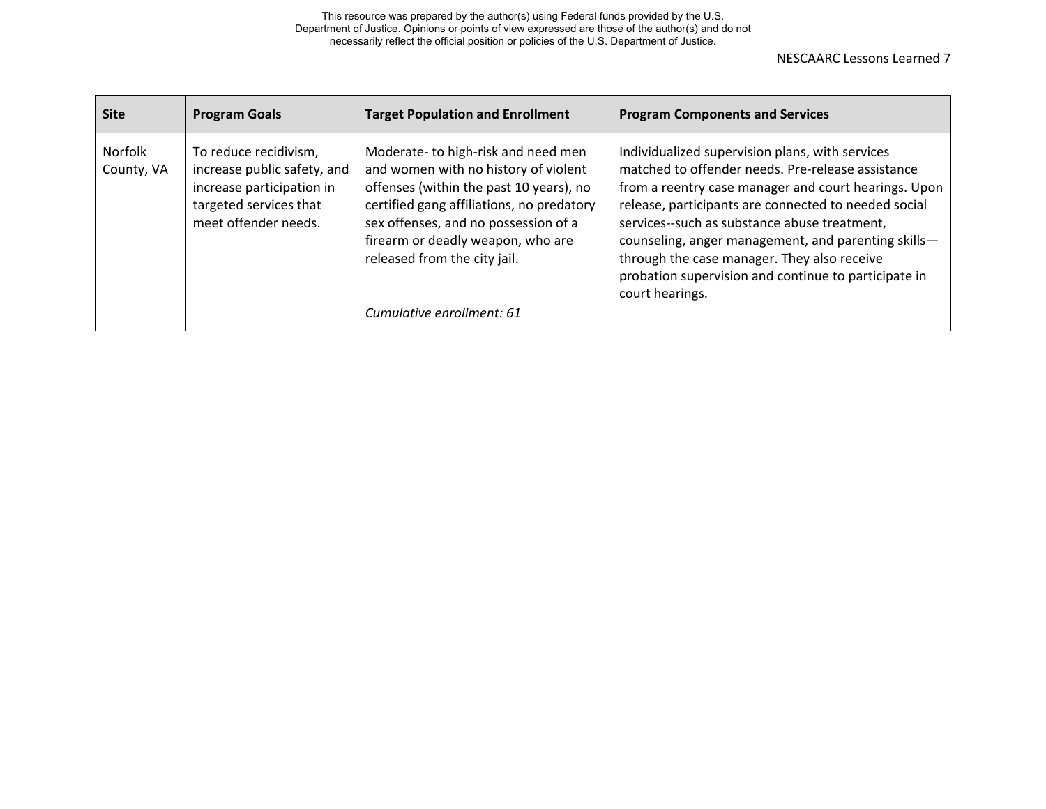| Site | Program Goals | Target Population and Enrollment | Program Components and Services |
|---|---|---|---|
| Norfolk County, VA | To reduce recidivism, increase public safety, and increase participation in targeted services that meet offender needs. | Moderate- to high-risk and need men and women with no history of violent offenses (within the past 10 years), no certified gang affiliations, no predatory sex offenses, and no possession of a firearm or deadly weapon, who are released from the city jail.<br><br>*Cumulative enrollment: 61* | Individualized supervision plans, with services matched to offender needs. Pre-release assistance from a reentry case manager and court hearings. Upon release, participants are connected to needed social services--such as substance abuse treatment, counseling, anger management, and parenting skills—through the case manager. They also receive probation supervision and continue to participate in court hearings. |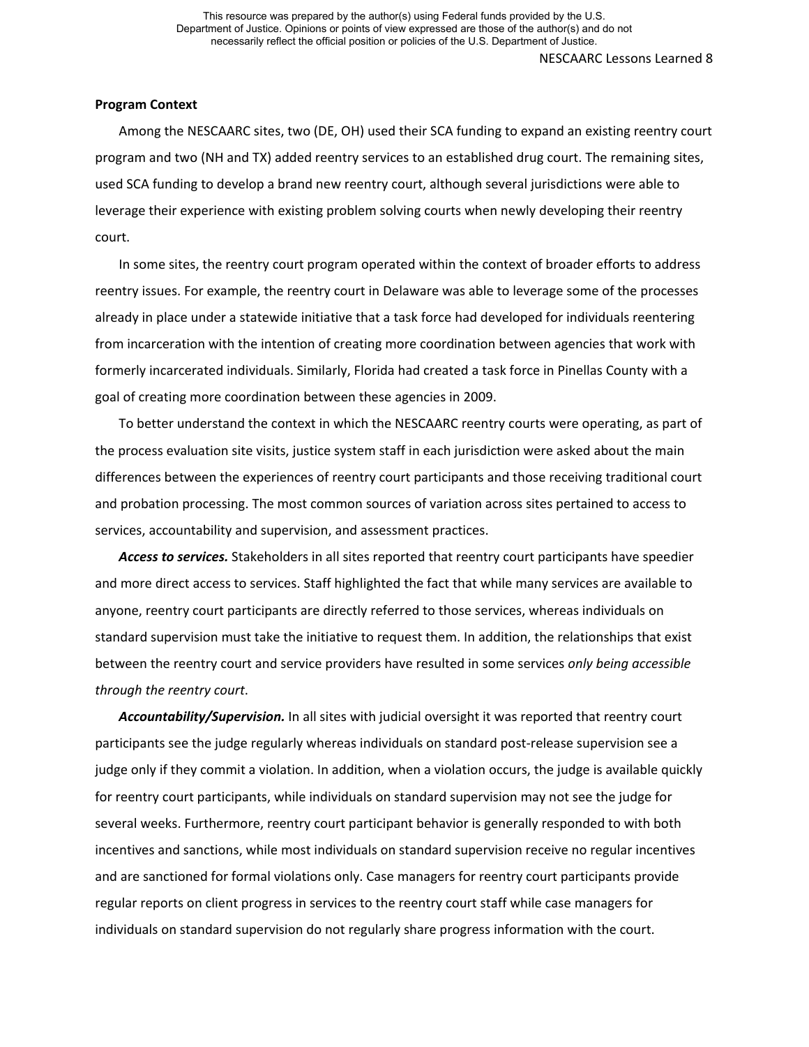**Program Context**

Among the NESCAARC sites, two (DE, OH) used their SCA funding to expand an existing reentry court program and two (NH and TX) added reentry services to an established drug court. The remaining sites, used SCA funding to develop a brand new reentry court, although several jurisdictions were able to leverage their experience with existing problem solving courts when newly developing their reentry court.

In some sites, the reentry court program operated within the context of broader efforts to address reentry issues. For example, the reentry court in Delaware was able to leverage some of the processes already in place under a statewide initiative that a task force had developed for individuals reentering from incarceration with the intention of creating more coordination between agencies that work with formerly incarcerated individuals. Similarly, Florida had created a task force in Pinellas County with a goal of creating more coordination between these agencies in 2009.

To better understand the context in which the NESCAARC reentry courts were operating, as part of the process evaluation site visits, justice system staff in each jurisdiction were asked about the main differences between the experiences of reentry court participants and those receiving traditional court and probation processing. The most common sources of variation across sites pertained to access to services, accountability and supervision, and assessment practices.

***Access to services.*** Stakeholders in all sites reported that reentry court participants have speedier and more direct access to services. Staff highlighted the fact that while many services are available to anyone, reentry court participants are directly referred to those services, whereas individuals on standard supervision must take the initiative to request them. In addition, the relationships that exist between the reentry court and service providers have resulted in some services *only being accessible through the reentry court*.

***Accountability/Supervision.*** In all sites with judicial oversight it was reported that reentry court participants see the judge regularly whereas individuals on standard post-release supervision see a judge only if they commit a violation. In addition, when a violation occurs, the judge is available quickly for reentry court participants, while individuals on standard supervision may not see the judge for several weeks. Furthermore, reentry court participant behavior is generally responded to with both incentives and sanctions, while most individuals on standard supervision receive no regular incentives and are sanctioned for formal violations only. Case managers for reentry court participants provide regular reports on client progress in services to the reentry court staff while case managers for individuals on standard supervision do not regularly share progress information with the court.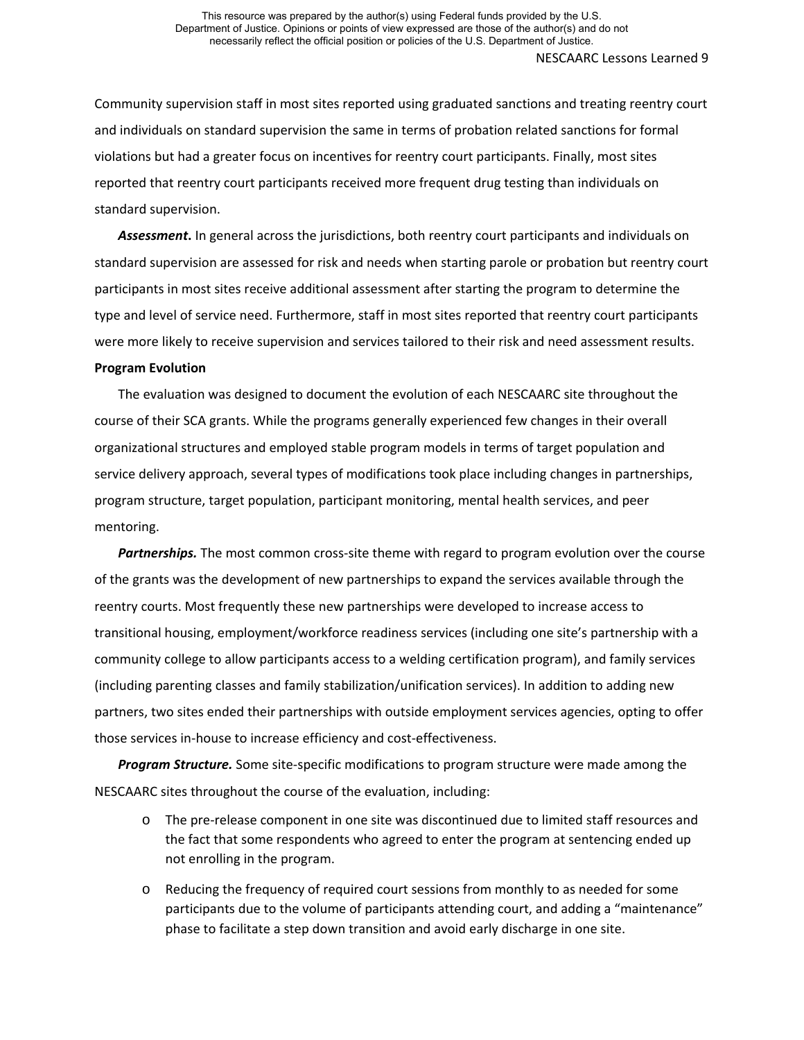Community supervision staff in most sites reported using graduated sanctions and treating reentry court and individuals on standard supervision the same in terms of probation related sanctions for formal violations but had a greater focus on incentives for reentry court participants. Finally, most sites reported that reentry court participants received more frequent drug testing than individuals on standard supervision.

***Assessment***. In general across the jurisdictions, both reentry court participants and individuals on standard supervision are assessed for risk and needs when starting parole or probation but reentry court participants in most sites receive additional assessment after starting the program to determine the type and level of service need. Furthermore, staff in most sites reported that reentry court participants were more likely to receive supervision and services tailored to their risk and need assessment results.

**Program Evolution**

The evaluation was designed to document the evolution of each NESCAARC site throughout the course of their SCA grants. While the programs generally experienced few changes in their overall organizational structures and employed stable program models in terms of target population and service delivery approach, several types of modifications took place including changes in partnerships, program structure, target population, participant monitoring, mental health services, and peer mentoring.

***Partnerships.*** The most common cross-site theme with regard to program evolution over the course of the grants was the development of new partnerships to expand the services available through the reentry courts. Most frequently these new partnerships were developed to increase access to transitional housing, employment/workforce readiness services (including one site's partnership with a community college to allow participants access to a welding certification program), and family services (including parenting classes and family stabilization/unification services). In addition to adding new partners, two sites ended their partnerships with outside employment services agencies, opting to offer those services in-house to increase efficiency and cost-effectiveness.

***Program Structure.*** Some site-specific modifications to program structure were made among the NESCAARC sites throughout the course of the evaluation, including:

- The pre-release component in one site was discontinued due to limited staff resources and the fact that some respondents who agreed to enter the program at sentencing ended up not enrolling in the program.
- Reducing the frequency of required court sessions from monthly to as needed for some participants due to the volume of participants attending court, and adding a "maintenance" phase to facilitate a step down transition and avoid early discharge in one site.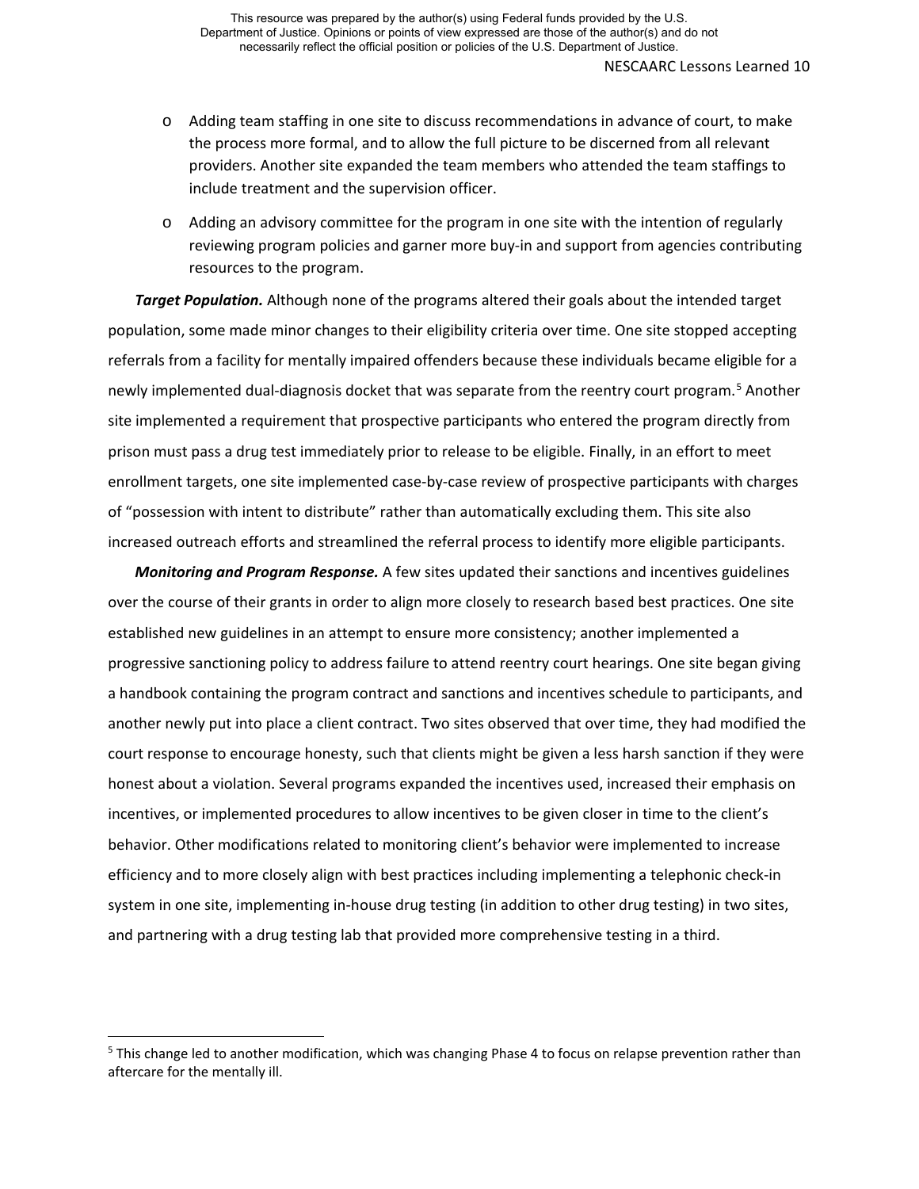- Adding team staffing in one site to discuss recommendations in advance of court, to make the process more formal, and to allow the full picture to be discerned from all relevant providers. Another site expanded the team members who attended the team staffings to include treatment and the supervision officer.
- Adding an advisory committee for the program in one site with the intention of regularly reviewing program policies and garner more buy-in and support from agencies contributing resources to the program.

***Target Population.*** Although none of the programs altered their goals about the intended target population, some made minor changes to their eligibility criteria over time. One site stopped accepting referrals from a facility for mentally impaired offenders because these individuals became eligible for a newly implemented dual-diagnosis docket that was separate from the reentry court program.[5] Another site implemented a requirement that prospective participants who entered the program directly from prison must pass a drug test immediately prior to release to be eligible. Finally, in an effort to meet enrollment targets, one site implemented case-by-case review of prospective participants with charges of "possession with intent to distribute" rather than automatically excluding them. This site also increased outreach efforts and streamlined the referral process to identify more eligible participants.

***Monitoring and Program Response.*** A few sites updated their sanctions and incentives guidelines over the course of their grants in order to align more closely to research based best practices. One site established new guidelines in an attempt to ensure more consistency; another implemented a progressive sanctioning policy to address failure to attend reentry court hearings. One site began giving a handbook containing the program contract and sanctions and incentives schedule to participants, and another newly put into place a client contract. Two sites observed that over time, they had modified the court response to encourage honesty, such that clients might be given a less harsh sanction if they were honest about a violation. Several programs expanded the incentives used, increased their emphasis on incentives, or implemented procedures to allow incentives to be given closer in time to the client's behavior. Other modifications related to monitoring client's behavior were implemented to increase efficiency and to more closely align with best practices including implementing a telephonic check-in system in one site, implementing in-house drug testing (in addition to other drug testing) in two sites, and partnering with a drug testing lab that provided more comprehensive testing in a third.

[5] This change led to another modification, which was changing Phase 4 to focus on relapse prevention rather than aftercare for the mentally ill.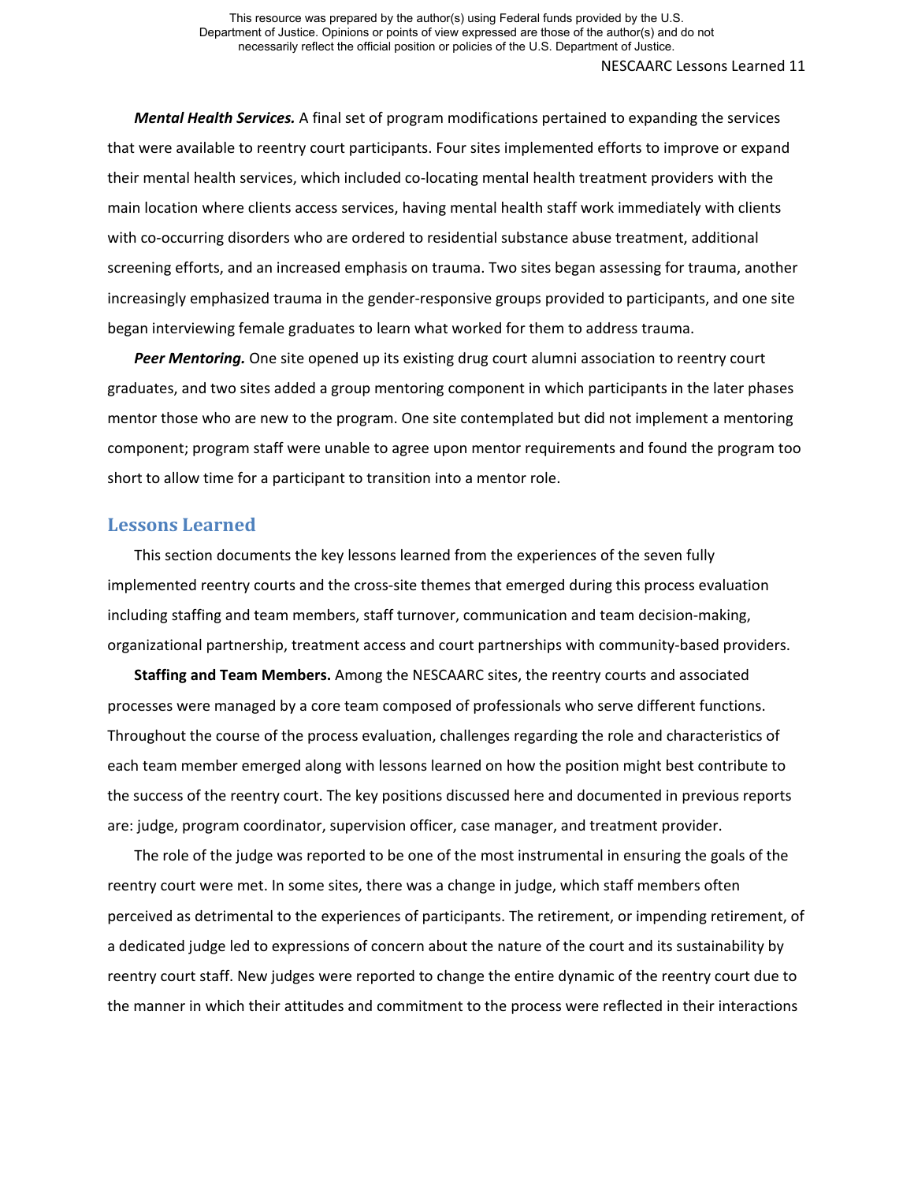***Mental Health Services.*** A final set of program modifications pertained to expanding the services that were available to reentry court participants. Four sites implemented efforts to improve or expand their mental health services, which included co-locating mental health treatment providers with the main location where clients access services, having mental health staff work immediately with clients with co-occurring disorders who are ordered to residential substance abuse treatment, additional screening efforts, and an increased emphasis on trauma. Two sites began assessing for trauma, another increasingly emphasized trauma in the gender-responsive groups provided to participants, and one site began interviewing female graduates to learn what worked for them to address trauma.

***Peer Mentoring.*** One site opened up its existing drug court alumni association to reentry court graduates, and two sites added a group mentoring component in which participants in the later phases mentor those who are new to the program. One site contemplated but did not implement a mentoring component; program staff were unable to agree upon mentor requirements and found the program too short to allow time for a participant to transition into a mentor role.

## Lessons Learned

This section documents the key lessons learned from the experiences of the seven fully implemented reentry courts and the cross-site themes that emerged during this process evaluation including staffing and team members, staff turnover, communication and team decision-making, organizational partnership, treatment access and court partnerships with community-based providers.

**Staffing and Team Members.** Among the NESCAARC sites, the reentry courts and associated processes were managed by a core team composed of professionals who serve different functions. Throughout the course of the process evaluation, challenges regarding the role and characteristics of each team member emerged along with lessons learned on how the position might best contribute to the success of the reentry court. The key positions discussed here and documented in previous reports are: judge, program coordinator, supervision officer, case manager, and treatment provider.

The role of the judge was reported to be one of the most instrumental in ensuring the goals of the reentry court were met. In some sites, there was a change in judge, which staff members often perceived as detrimental to the experiences of participants. The retirement, or impending retirement, of a dedicated judge led to expressions of concern about the nature of the court and its sustainability by reentry court staff. New judges were reported to change the entire dynamic of the reentry court due to the manner in which their attitudes and commitment to the process were reflected in their interactions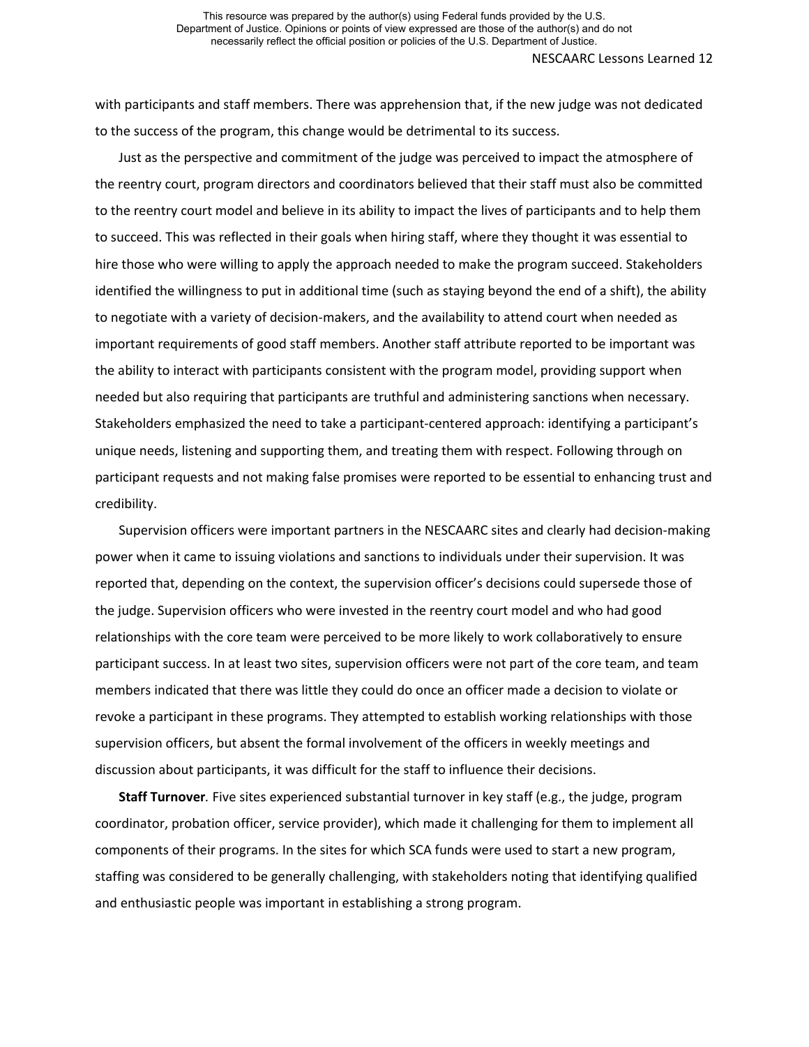with participants and staff members. There was apprehension that, if the new judge was not dedicated to the success of the program, this change would be detrimental to its success.

Just as the perspective and commitment of the judge was perceived to impact the atmosphere of the reentry court, program directors and coordinators believed that their staff must also be committed to the reentry court model and believe in its ability to impact the lives of participants and to help them to succeed. This was reflected in their goals when hiring staff, where they thought it was essential to hire those who were willing to apply the approach needed to make the program succeed. Stakeholders identified the willingness to put in additional time (such as staying beyond the end of a shift), the ability to negotiate with a variety of decision-makers, and the availability to attend court when needed as important requirements of good staff members. Another staff attribute reported to be important was the ability to interact with participants consistent with the program model, providing support when needed but also requiring that participants are truthful and administering sanctions when necessary. Stakeholders emphasized the need to take a participant-centered approach: identifying a participant's unique needs, listening and supporting them, and treating them with respect. Following through on participant requests and not making false promises were reported to be essential to enhancing trust and credibility.

Supervision officers were important partners in the NESCAARC sites and clearly had decision-making power when it came to issuing violations and sanctions to individuals under their supervision. It was reported that, depending on the context, the supervision officer's decisions could supersede those of the judge. Supervision officers who were invested in the reentry court model and who had good relationships with the core team were perceived to be more likely to work collaboratively to ensure participant success. In at least two sites, supervision officers were not part of the core team, and team members indicated that there was little they could do once an officer made a decision to violate or revoke a participant in these programs. They attempted to establish working relationships with those supervision officers, but absent the formal involvement of the officers in weekly meetings and discussion about participants, it was difficult for the staff to influence their decisions.

***Staff Turnover.*** Five sites experienced substantial turnover in key staff (e.g., the judge, program coordinator, probation officer, service provider), which made it challenging for them to implement all components of their programs. In the sites for which SCA funds were used to start a new program, staffing was considered to be generally challenging, with stakeholders noting that identifying qualified and enthusiastic people was important in establishing a strong program.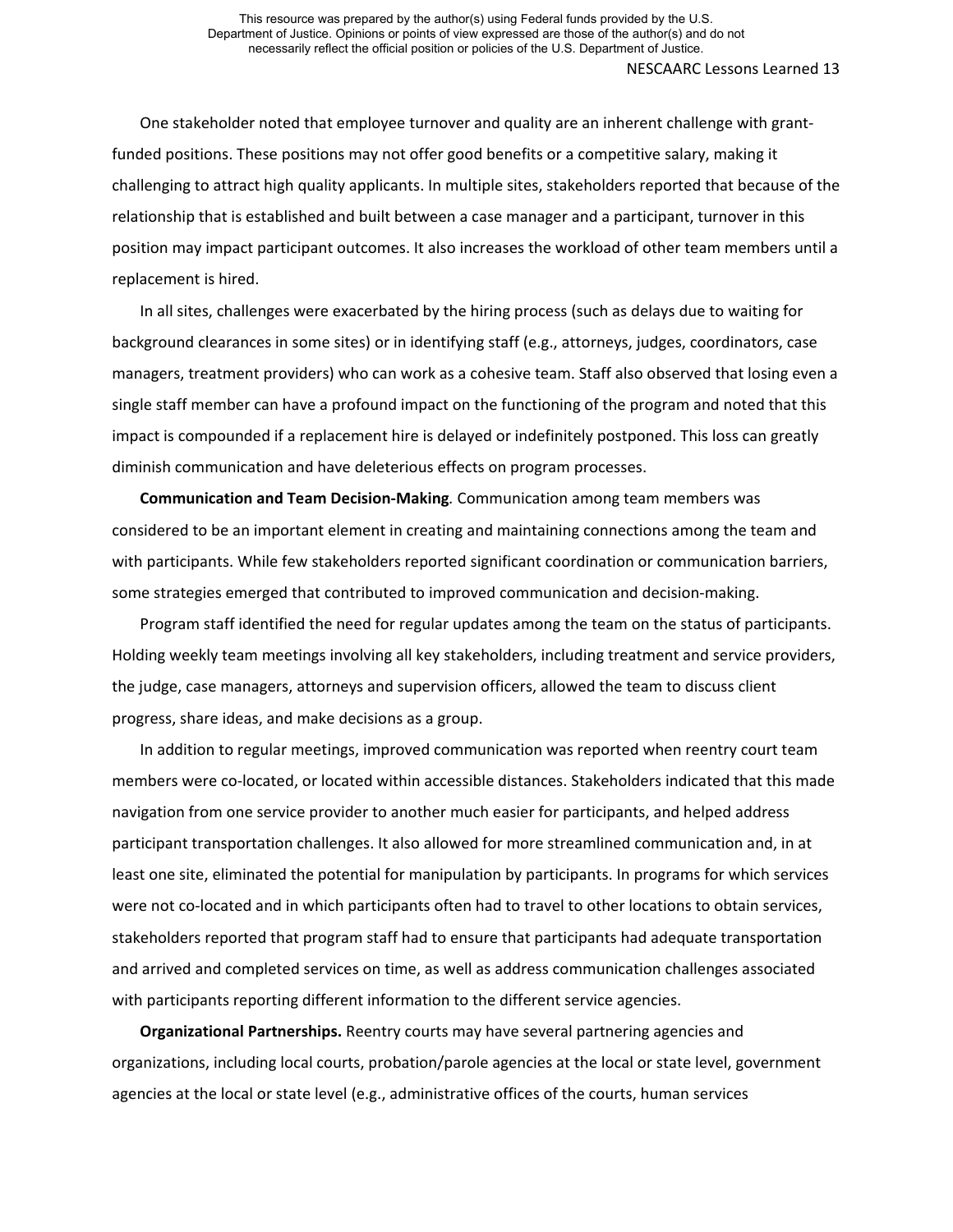One stakeholder noted that employee turnover and quality are an inherent challenge with grant-funded positions. These positions may not offer good benefits or a competitive salary, making it challenging to attract high quality applicants. In multiple sites, stakeholders reported that because of the relationship that is established and built between a case manager and a participant, turnover in this position may impact participant outcomes. It also increases the workload of other team members until a replacement is hired.

In all sites, challenges were exacerbated by the hiring process (such as delays due to waiting for background clearances in some sites) or in identifying staff (e.g., attorneys, judges, coordinators, case managers, treatment providers) who can work as a cohesive team. Staff also observed that losing even a single staff member can have a profound impact on the functioning of the program and noted that this impact is compounded if a replacement hire is delayed or indefinitely postponed. This loss can greatly diminish communication and have deleterious effects on program processes.

**Communication and Team Decision-Making***.* Communication among team members was considered to be an important element in creating and maintaining connections among the team and with participants. While few stakeholders reported significant coordination or communication barriers, some strategies emerged that contributed to improved communication and decision-making.

Program staff identified the need for regular updates among the team on the status of participants. Holding weekly team meetings involving all key stakeholders, including treatment and service providers, the judge, case managers, attorneys and supervision officers, allowed the team to discuss client progress, share ideas, and make decisions as a group.

In addition to regular meetings, improved communication was reported when reentry court team members were co-located, or located within accessible distances. Stakeholders indicated that this made navigation from one service provider to another much easier for participants, and helped address participant transportation challenges. It also allowed for more streamlined communication and, in at least one site, eliminated the potential for manipulation by participants. In programs for which services were not co-located and in which participants often had to travel to other locations to obtain services, stakeholders reported that program staff had to ensure that participants had adequate transportation and arrived and completed services on time, as well as address communication challenges associated with participants reporting different information to the different service agencies.

**Organizational Partnerships.** Reentry courts may have several partnering agencies and organizations, including local courts, probation/parole agencies at the local or state level, government agencies at the local or state level (e.g., administrative offices of the courts, human services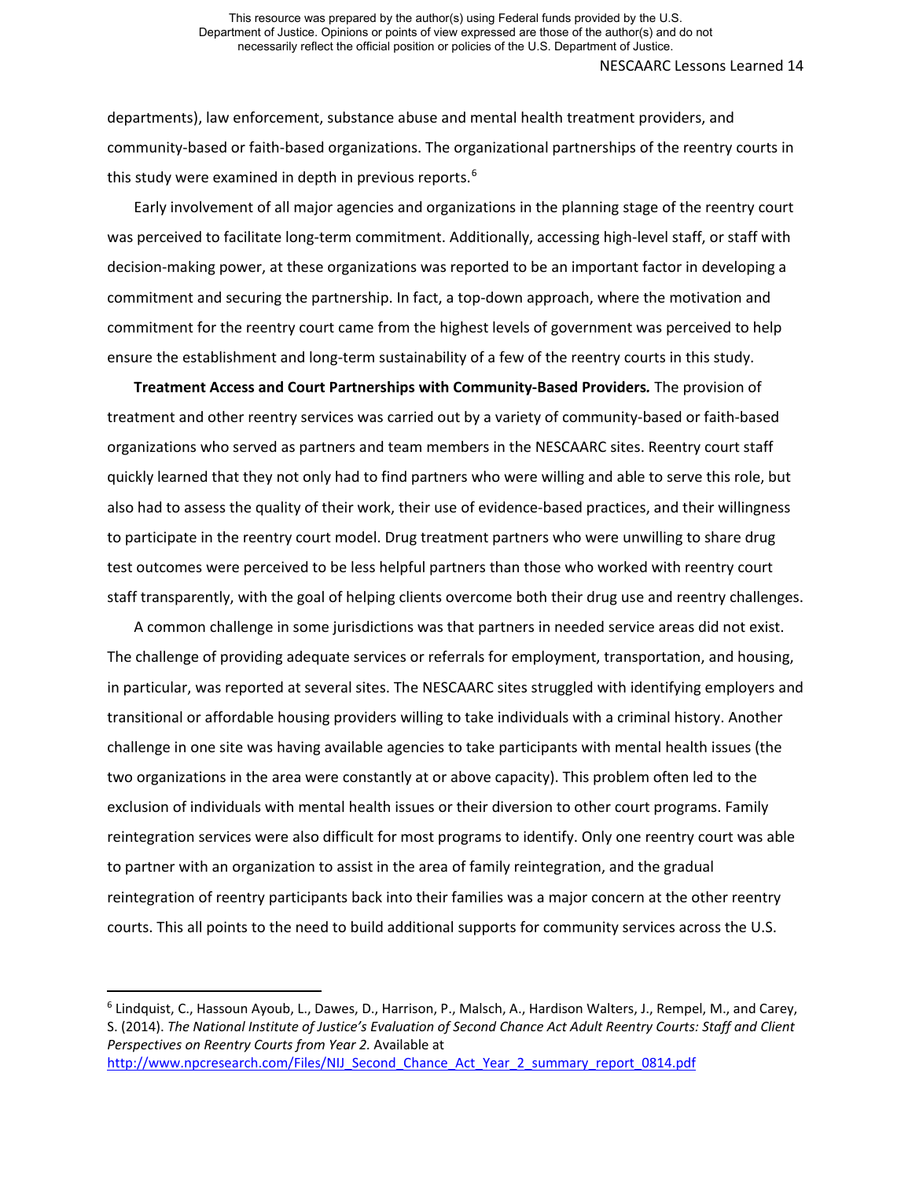departments), law enforcement, substance abuse and mental health treatment providers, and community-based or faith-based organizations. The organizational partnerships of the reentry courts in this study were examined in depth in previous reports.[6]

Early involvement of all major agencies and organizations in the planning stage of the reentry court was perceived to facilitate long-term commitment. Additionally, accessing high-level staff, or staff with decision-making power, at these organizations was reported to be an important factor in developing a commitment and securing the partnership. In fact, a top-down approach, where the motivation and commitment for the reentry court came from the highest levels of government was perceived to help ensure the establishment and long-term sustainability of a few of the reentry courts in this study.

**Treatment Access and Court Partnerships with Community-Based Providers.** The provision of treatment and other reentry services was carried out by a variety of community-based or faith-based organizations who served as partners and team members in the NESCAARC sites. Reentry court staff quickly learned that they not only had to find partners who were willing and able to serve this role, but also had to assess the quality of their work, their use of evidence-based practices, and their willingness to participate in the reentry court model. Drug treatment partners who were unwilling to share drug test outcomes were perceived to be less helpful partners than those who worked with reentry court staff transparently, with the goal of helping clients overcome both their drug use and reentry challenges.

A common challenge in some jurisdictions was that partners in needed service areas did not exist. The challenge of providing adequate services or referrals for employment, transportation, and housing, in particular, was reported at several sites. The NESCAARC sites struggled with identifying employers and transitional or affordable housing providers willing to take individuals with a criminal history. Another challenge in one site was having available agencies to take participants with mental health issues (the two organizations in the area were constantly at or above capacity). This problem often led to the exclusion of individuals with mental health issues or their diversion to other court programs. Family reintegration services were also difficult for most programs to identify. Only one reentry court was able to partner with an organization to assist in the area of family reintegration, and the gradual reintegration of reentry participants back into their families was a major concern at the other reentry courts. This all points to the need to build additional supports for community services across the U.S.

---

[6] Lindquist, C., Hassoun Ayoub, L., Dawes, D., Harrison, P., Malsch, A., Hardison Walters, J., Rempel, M., and Carey, S. (2014). *The National Institute of Justice's Evaluation of Second Chance Act Adult Reentry Courts: Staff and Client Perspectives on Reentry Courts from Year 2.* Available at http://www.npcresearch.com/Files/NIJ_Second_Chance_Act_Year_2_summary_report_0814.pdf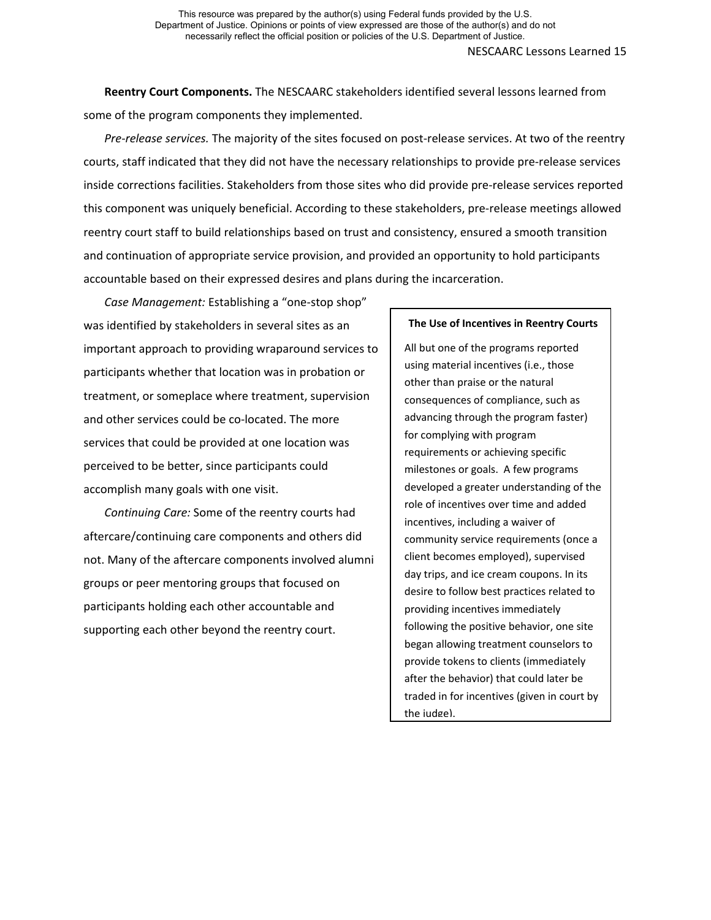**Reentry Court Components.** The NESCAARC stakeholders identified several lessons learned from some of the program components they implemented.

*Pre-release services.* The majority of the sites focused on post-release services. At two of the reentry courts, staff indicated that they did not have the necessary relationships to provide pre-release services inside corrections facilities. Stakeholders from those sites who did provide pre-release services reported this component was uniquely beneficial. According to these stakeholders, pre-release meetings allowed reentry court staff to build relationships based on trust and consistency, ensured a smooth transition and continuation of appropriate service provision, and provided an opportunity to hold participants accountable based on their expressed desires and plans during the incarceration.

*Case Management:* Establishing a "one-stop shop" was identified by stakeholders in several sites as an important approach to providing wraparound services to participants whether that location was in probation or treatment, or someplace where treatment, supervision and other services could be co-located. The more services that could be provided at one location was perceived to be better, since participants could accomplish many goals with one visit.

*Continuing Care:* Some of the reentry courts had aftercare/continuing care components and others did not. Many of the aftercare components involved alumni groups or peer mentoring groups that focused on participants holding each other accountable and supporting each other beyond the reentry court.

**The Use of Incentives in Reentry Courts**

All but one of the programs reported using material incentives (i.e., those other than praise or the natural consequences of compliance, such as advancing through the program faster) for complying with program requirements or achieving specific milestones or goals. A few programs developed a greater understanding of the role of incentives over time and added incentives, including a waiver of community service requirements (once a client becomes employed), supervised day trips, and ice cream coupons. In its desire to follow best practices related to providing incentives immediately following the positive behavior, one site began allowing treatment counselors to provide tokens to clients (immediately after the behavior) that could later be traded in for incentives (given in court by the judge).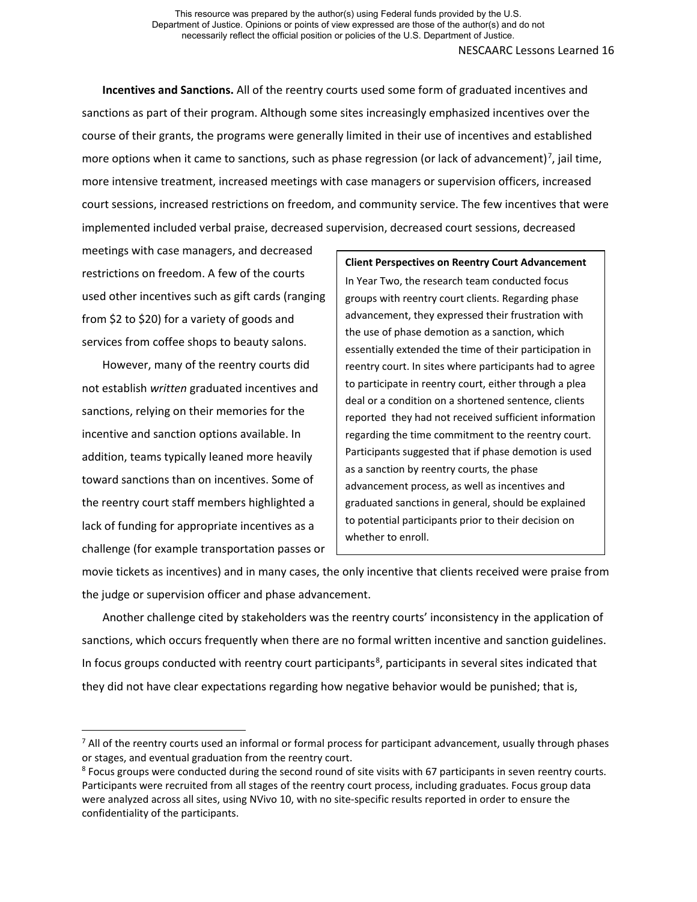**Incentives and Sanctions.** All of the reentry courts used some form of graduated incentives and sanctions as part of their program. Although some sites increasingly emphasized incentives over the course of their grants, the programs were generally limited in their use of incentives and established more options when it came to sanctions, such as phase regression (or lack of advancement)[7], jail time, more intensive treatment, increased meetings with case managers or supervision officers, increased court sessions, increased restrictions on freedom, and community service. The few incentives that were implemented included verbal praise, decreased supervision, decreased court sessions, decreased meetings with case managers, and decreased restrictions on freedom. A few of the courts used other incentives such as gift cards (ranging from $2 to $20) for a variety of goods and services from coffee shops to beauty salons.

However, many of the reentry courts did not establish *written* graduated incentives and sanctions, relying on their memories for the incentive and sanction options available. In addition, teams typically leaned more heavily toward sanctions than on incentives. Some of the reentry court staff members highlighted a lack of funding for appropriate incentives as a challenge (for example transportation passes or movie tickets as incentives) and in many cases, the only incentive that clients received were praise from the judge or supervision officer and phase advancement.

> **Client Perspectives on Reentry Court Advancement**
>
> In Year Two, the research team conducted focus groups with reentry court clients. Regarding phase advancement, they expressed their frustration with the use of phase demotion as a sanction, which essentially extended the time of their participation in reentry court. In sites where participants had to agree to participate in reentry court, either through a plea deal or a condition on a shortened sentence, clients reported they had not received sufficient information regarding the time commitment to the reentry court. Participants suggested that if phase demotion is used as a sanction by reentry courts, the phase advancement process, as well as incentives and graduated sanctions in general, should be explained to potential participants prior to their decision on whether to enroll.

Another challenge cited by stakeholders was the reentry courts' inconsistency in the application of sanctions, which occurs frequently when there are no formal written incentive and sanction guidelines. In focus groups conducted with reentry court participants[8], participants in several sites indicated that they did not have clear expectations regarding how negative behavior would be punished; that is,

---

[7] All of the reentry courts used an informal or formal process for participant advancement, usually through phases or stages, and eventual graduation from the reentry court.

[8] Focus groups were conducted during the second round of site visits with 67 participants in seven reentry courts. Participants were recruited from all stages of the reentry court process, including graduates. Focus group data were analyzed across all sites, using NVivo 10, with no site-specific results reported in order to ensure the confidentiality of the participants.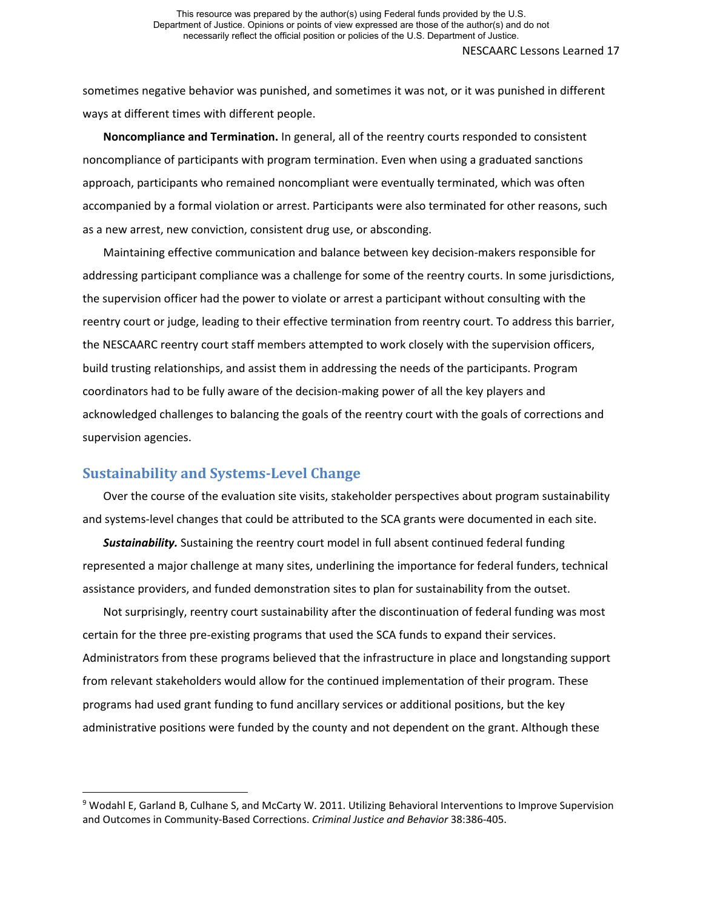sometimes negative behavior was punished, and sometimes it was not, or it was punished in different ways at different times with different people.

**Noncompliance and Termination.** In general, all of the reentry courts responded to consistent noncompliance of participants with program termination. Even when using a graduated sanctions approach, participants who remained noncompliant were eventually terminated, which was often accompanied by a formal violation or arrest. Participants were also terminated for other reasons, such as a new arrest, new conviction, consistent drug use, or absconding.

Maintaining effective communication and balance between key decision-makers responsible for addressing participant compliance was a challenge for some of the reentry courts. In some jurisdictions, the supervision officer had the power to violate or arrest a participant without consulting with the reentry court or judge, leading to their effective termination from reentry court. To address this barrier, the NESCAARC reentry court staff members attempted to work closely with the supervision officers, build trusting relationships, and assist them in addressing the needs of the participants. Program coordinators had to be fully aware of the decision-making power of all the key players and acknowledged challenges to balancing the goals of the reentry court with the goals of corrections and supervision agencies.

## Sustainability and Systems-Level Change

Over the course of the evaluation site visits, stakeholder perspectives about program sustainability and systems-level changes that could be attributed to the SCA grants were documented in each site.

***Sustainability.*** Sustaining the reentry court model in full absent continued federal funding represented a major challenge at many sites, underlining the importance for federal funders, technical assistance providers, and funded demonstration sites to plan for sustainability from the outset.

Not surprisingly, reentry court sustainability after the discontinuation of federal funding was most certain for the three pre-existing programs that used the SCA funds to expand their services. Administrators from these programs believed that the infrastructure in place and longstanding support from relevant stakeholders would allow for the continued implementation of their program. These programs had used grant funding to fund ancillary services or additional positions, but the key administrative positions were funded by the county and not dependent on the grant. Although these

---

[9] Wodahl E, Garland B, Culhane S, and McCarty W. 2011. Utilizing Behavioral Interventions to Improve Supervision and Outcomes in Community-Based Corrections. *Criminal Justice and Behavior* 38:386-405.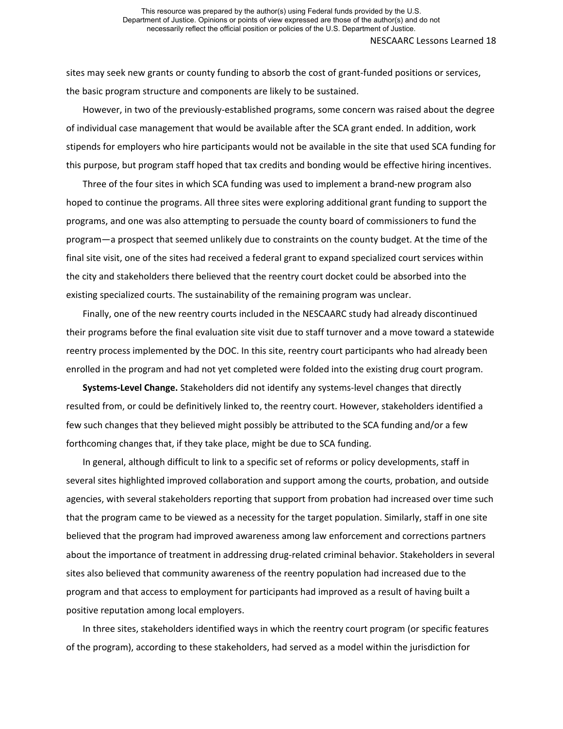sites may seek new grants or county funding to absorb the cost of grant-funded positions or services, the basic program structure and components are likely to be sustained.

However, in two of the previously-established programs, some concern was raised about the degree of individual case management that would be available after the SCA grant ended. In addition, work stipends for employers who hire participants would not be available in the site that used SCA funding for this purpose, but program staff hoped that tax credits and bonding would be effective hiring incentives.

Three of the four sites in which SCA funding was used to implement a brand-new program also hoped to continue the programs. All three sites were exploring additional grant funding to support the programs, and one was also attempting to persuade the county board of commissioners to fund the program—a prospect that seemed unlikely due to constraints on the county budget. At the time of the final site visit, one of the sites had received a federal grant to expand specialized court services within the city and stakeholders there believed that the reentry court docket could be absorbed into the existing specialized courts. The sustainability of the remaining program was unclear.

Finally, one of the new reentry courts included in the NESCAARC study had already discontinued their programs before the final evaluation site visit due to staff turnover and a move toward a statewide reentry process implemented by the DOC. In this site, reentry court participants who had already been enrolled in the program and had not yet completed were folded into the existing drug court program.

**Systems-Level Change.** Stakeholders did not identify any systems-level changes that directly resulted from, or could be definitively linked to, the reentry court. However, stakeholders identified a few such changes that they believed might possibly be attributed to the SCA funding and/or a few forthcoming changes that, if they take place, might be due to SCA funding.

In general, although difficult to link to a specific set of reforms or policy developments, staff in several sites highlighted improved collaboration and support among the courts, probation, and outside agencies, with several stakeholders reporting that support from probation had increased over time such that the program came to be viewed as a necessity for the target population. Similarly, staff in one site believed that the program had improved awareness among law enforcement and corrections partners about the importance of treatment in addressing drug-related criminal behavior. Stakeholders in several sites also believed that community awareness of the reentry population had increased due to the program and that access to employment for participants had improved as a result of having built a positive reputation among local employers.

In three sites, stakeholders identified ways in which the reentry court program (or specific features of the program), according to these stakeholders, had served as a model within the jurisdiction for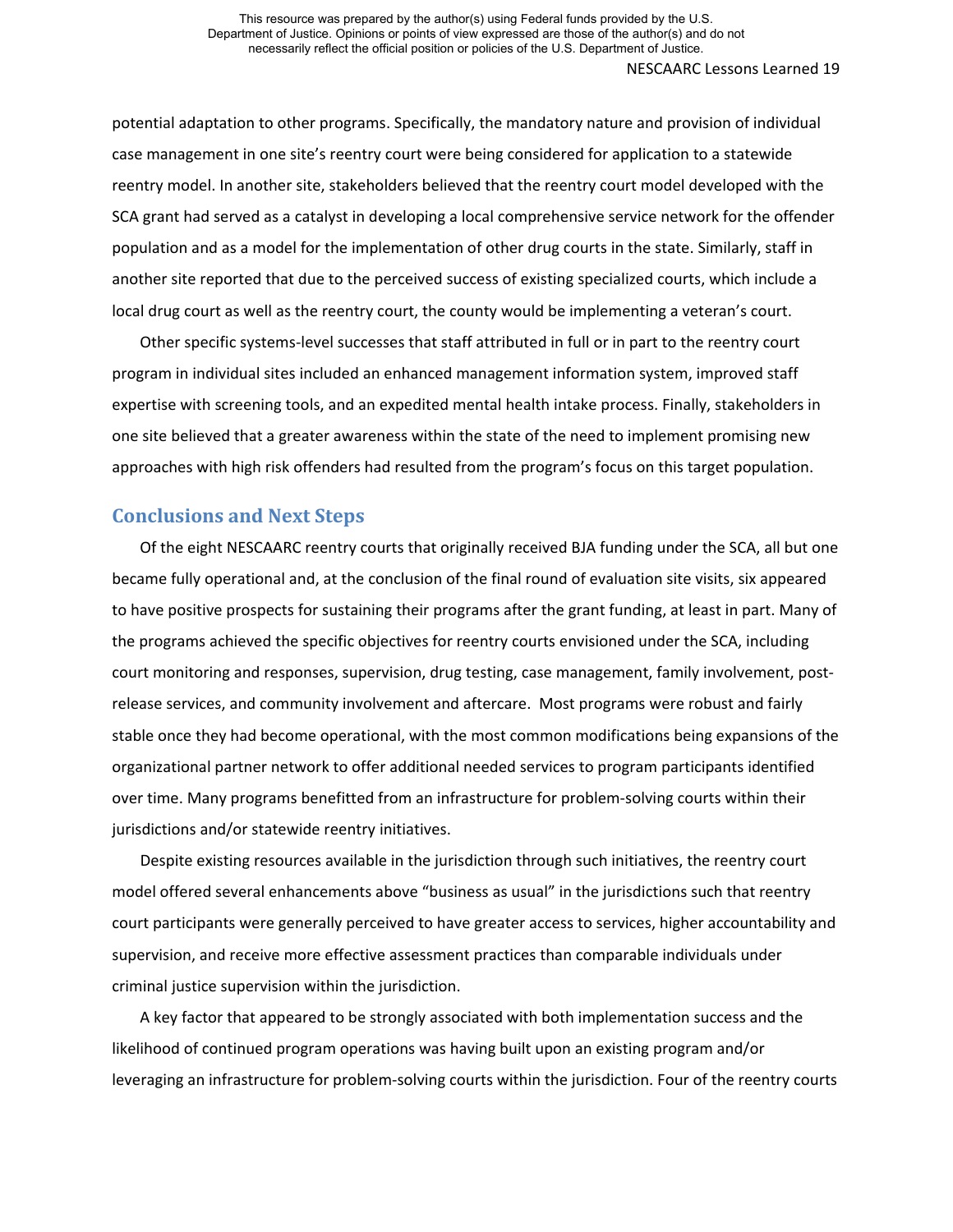potential adaptation to other programs. Specifically, the mandatory nature and provision of individual case management in one site's reentry court were being considered for application to a statewide reentry model. In another site, stakeholders believed that the reentry court model developed with the SCA grant had served as a catalyst in developing a local comprehensive service network for the offender population and as a model for the implementation of other drug courts in the state. Similarly, staff in another site reported that due to the perceived success of existing specialized courts, which include a local drug court as well as the reentry court, the county would be implementing a veteran's court.

Other specific systems-level successes that staff attributed in full or in part to the reentry court program in individual sites included an enhanced management information system, improved staff expertise with screening tools, and an expedited mental health intake process. Finally, stakeholders in one site believed that a greater awareness within the state of the need to implement promising new approaches with high risk offenders had resulted from the program's focus on this target population.

## Conclusions and Next Steps

Of the eight NESCAARC reentry courts that originally received BJA funding under the SCA, all but one became fully operational and, at the conclusion of the final round of evaluation site visits, six appeared to have positive prospects for sustaining their programs after the grant funding, at least in part. Many of the programs achieved the specific objectives for reentry courts envisioned under the SCA, including court monitoring and responses, supervision, drug testing, case management, family involvement, post-release services, and community involvement and aftercare. Most programs were robust and fairly stable once they had become operational, with the most common modifications being expansions of the organizational partner network to offer additional needed services to program participants identified over time. Many programs benefitted from an infrastructure for problem-solving courts within their jurisdictions and/or statewide reentry initiatives.

Despite existing resources available in the jurisdiction through such initiatives, the reentry court model offered several enhancements above "business as usual" in the jurisdictions such that reentry court participants were generally perceived to have greater access to services, higher accountability and supervision, and receive more effective assessment practices than comparable individuals under criminal justice supervision within the jurisdiction.

A key factor that appeared to be strongly associated with both implementation success and the likelihood of continued program operations was having built upon an existing program and/or leveraging an infrastructure for problem-solving courts within the jurisdiction. Four of the reentry courts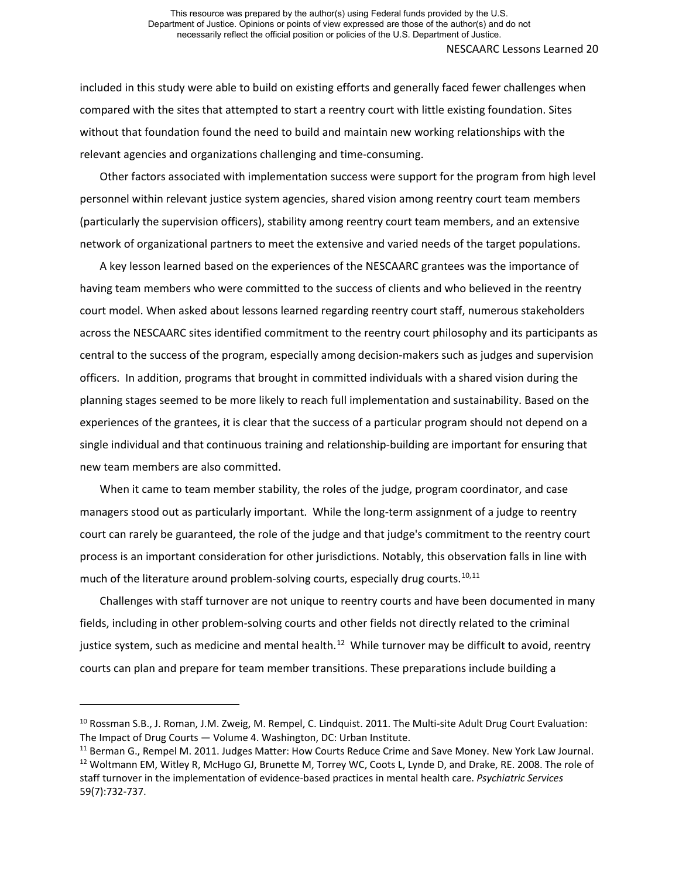included in this study were able to build on existing efforts and generally faced fewer challenges when compared with the sites that attempted to start a reentry court with little existing foundation. Sites without that foundation found the need to build and maintain new working relationships with the relevant agencies and organizations challenging and time-consuming.

Other factors associated with implementation success were support for the program from high level personnel within relevant justice system agencies, shared vision among reentry court team members (particularly the supervision officers), stability among reentry court team members, and an extensive network of organizational partners to meet the extensive and varied needs of the target populations.

A key lesson learned based on the experiences of the NESCAARC grantees was the importance of having team members who were committed to the success of clients and who believed in the reentry court model. When asked about lessons learned regarding reentry court staff, numerous stakeholders across the NESCAARC sites identified commitment to the reentry court philosophy and its participants as central to the success of the program, especially among decision-makers such as judges and supervision officers. In addition, programs that brought in committed individuals with a shared vision during the planning stages seemed to be more likely to reach full implementation and sustainability. Based on the experiences of the grantees, it is clear that the success of a particular program should not depend on a single individual and that continuous training and relationship-building are important for ensuring that new team members are also committed.

When it came to team member stability, the roles of the judge, program coordinator, and case managers stood out as particularly important. While the long-term assignment of a judge to reentry court can rarely be guaranteed, the role of the judge and that judge's commitment to the reentry court process is an important consideration for other jurisdictions. Notably, this observation falls in line with much of the literature around problem-solving courts, especially drug courts.[10,11]

Challenges with staff turnover are not unique to reentry courts and have been documented in many fields, including in other problem-solving courts and other fields not directly related to the criminal justice system, such as medicine and mental health.[12] While turnover may be difficult to avoid, reentry courts can plan and prepare for team member transitions. These preparations include building a

---

[10] Rossman S.B., J. Roman, J.M. Zweig, M. Rempel, C. Lindquist. 2011. The Multi-site Adult Drug Court Evaluation: The Impact of Drug Courts — Volume 4. Washington, DC: Urban Institute.

[11] Berman G., Rempel M. 2011. Judges Matter: How Courts Reduce Crime and Save Money. New York Law Journal.

[12] Woltmann EM, Witley R, McHugo GJ, Brunette M, Torrey WC, Coots L, Lynde D, and Drake, RE. 2008. The role of staff turnover in the implementation of evidence-based practices in mental health care. *Psychiatric Services* 59(7):732-737.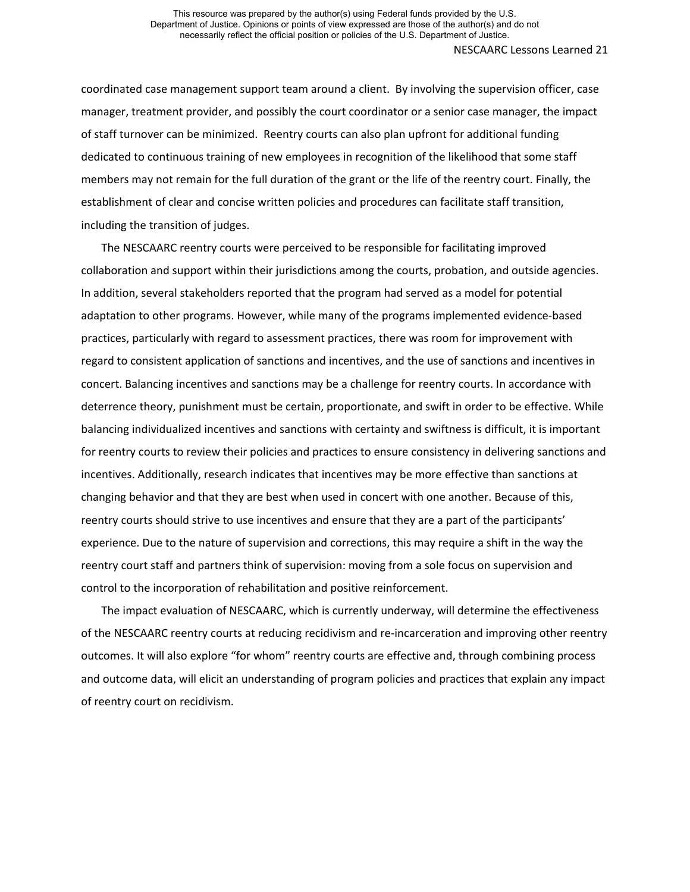coordinated case management support team around a client. By involving the supervision officer, case manager, treatment provider, and possibly the court coordinator or a senior case manager, the impact of staff turnover can be minimized. Reentry courts can also plan upfront for additional funding dedicated to continuous training of new employees in recognition of the likelihood that some staff members may not remain for the full duration of the grant or the life of the reentry court. Finally, the establishment of clear and concise written policies and procedures can facilitate staff transition, including the transition of judges.

The NESCAARC reentry courts were perceived to be responsible for facilitating improved collaboration and support within their jurisdictions among the courts, probation, and outside agencies. In addition, several stakeholders reported that the program had served as a model for potential adaptation to other programs. However, while many of the programs implemented evidence-based practices, particularly with regard to assessment practices, there was room for improvement with regard to consistent application of sanctions and incentives, and the use of sanctions and incentives in concert. Balancing incentives and sanctions may be a challenge for reentry courts. In accordance with deterrence theory, punishment must be certain, proportionate, and swift in order to be effective. While balancing individualized incentives and sanctions with certainty and swiftness is difficult, it is important for reentry courts to review their policies and practices to ensure consistency in delivering sanctions and incentives. Additionally, research indicates that incentives may be more effective than sanctions at changing behavior and that they are best when used in concert with one another. Because of this, reentry courts should strive to use incentives and ensure that they are a part of the participants' experience. Due to the nature of supervision and corrections, this may require a shift in the way the reentry court staff and partners think of supervision: moving from a sole focus on supervision and control to the incorporation of rehabilitation and positive reinforcement.

The impact evaluation of NESCAARC, which is currently underway, will determine the effectiveness of the NESCAARC reentry courts at reducing recidivism and re-incarceration and improving other reentry outcomes. It will also explore "for whom" reentry courts are effective and, through combining process and outcome data, will elicit an understanding of program policies and practices that explain any impact of reentry court on recidivism.